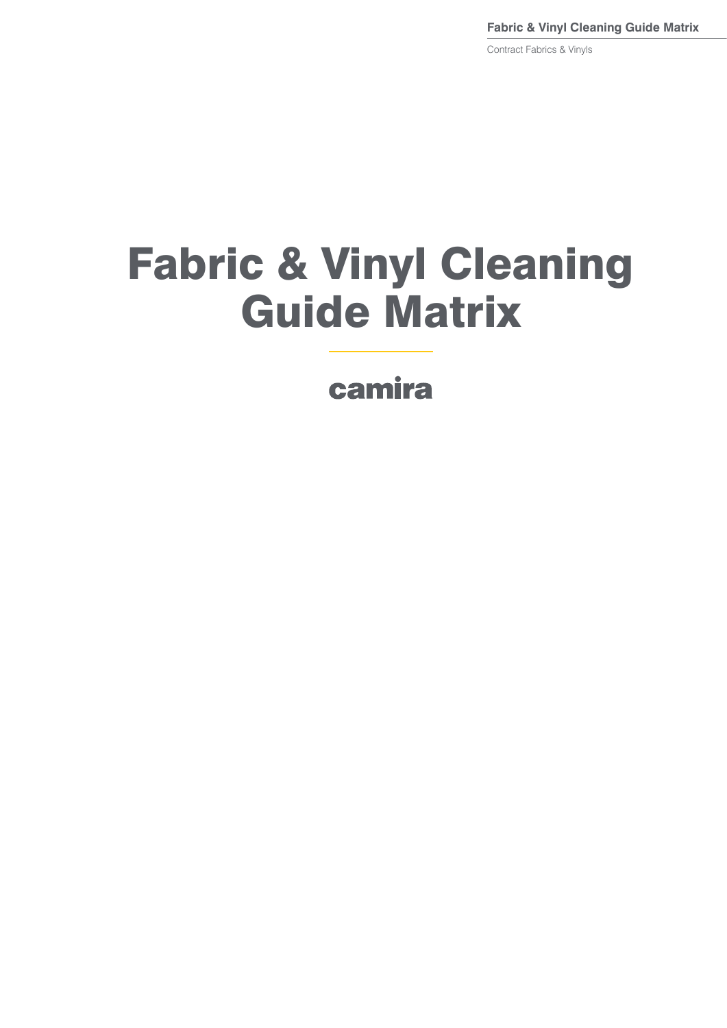# Fabric & Vinyl Cleaning Guide Matrix

camira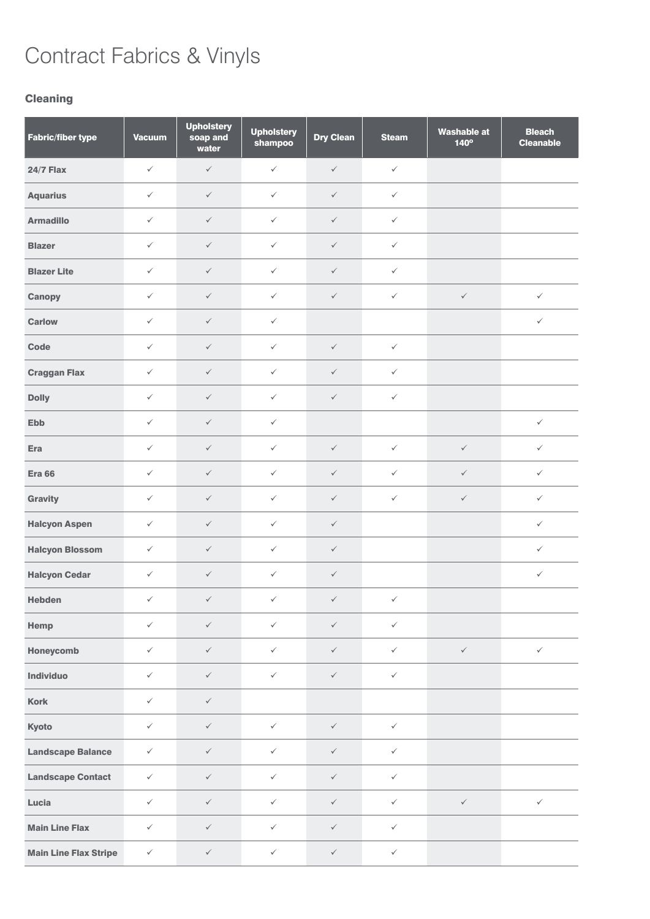# Contract Fabrics & Vinyls

### Cleaning

| Fabric/fiber type | Vacuum | Upholstery soap and water | Upholstery shampoo | Dry Clean | Steam | Washable at 140º | Bleach Cleanable |
|---|---|---|---|---|---|---|---|
| **24/7 Flax** | ✓ | ✓ | ✓ | ✓ | ✓ | | |
| **Aquarius** | ✓ | ✓ | ✓ | ✓ | ✓ | | |
| **Armadillo** | ✓ | ✓ | ✓ | ✓ | ✓ | | |
| **Blazer** | ✓ | ✓ | ✓ | ✓ | ✓ | | |
| **Blazer Lite** | ✓ | ✓ | ✓ | ✓ | ✓ | | |
| **Canopy** | ✓ | ✓ | ✓ | ✓ | ✓ | ✓ | ✓ |
| **Carlow** | ✓ | ✓ | ✓ | | | | ✓ |
| **Code** | ✓ | ✓ | ✓ | ✓ | ✓ | | |
| **Craggan Flax** | ✓ | ✓ | ✓ | ✓ | ✓ | | |
| **Dolly** | ✓ | ✓ | ✓ | ✓ | ✓ | | |
| **Ebb** | ✓ | ✓ | ✓ | | | | ✓ |
| **Era** | ✓ | ✓ | ✓ | ✓ | ✓ | ✓ | ✓ |
| **Era 66** | ✓ | ✓ | ✓ | ✓ | ✓ | ✓ | ✓ |
| **Gravity** | ✓ | ✓ | ✓ | ✓ | ✓ | ✓ | ✓ |
| **Halcyon Aspen** | ✓ | ✓ | ✓ | ✓ | | | ✓ |
| **Halcyon Blossom** | ✓ | ✓ | ✓ | ✓ | | | ✓ |
| **Halcyon Cedar** | ✓ | ✓ | ✓ | ✓ | | | ✓ |
| **Hebden** | ✓ | ✓ | ✓ | ✓ | ✓ | | |
| **Hemp** | ✓ | ✓ | ✓ | ✓ | ✓ | | |
| **Honeycomb** | ✓ | ✓ | ✓ | ✓ | ✓ | ✓ | ✓ |
| **Individuo** | ✓ | ✓ | ✓ | ✓ | ✓ | | |
| **Kork** | ✓ | ✓ | | | | | |
| **Kyoto** | ✓ | ✓ | ✓ | ✓ | ✓ | | |
| **Landscape Balance** | ✓ | ✓ | ✓ | ✓ | ✓ | | |
| **Landscape Contact** | ✓ | ✓ | ✓ | ✓ | ✓ | | |
| **Lucia** | ✓ | ✓ | ✓ | ✓ | ✓ | ✓ | ✓ |
| **Main Line Flax** | ✓ | ✓ | ✓ | ✓ | ✓ | | |
| **Main Line Flax Stripe** | ✓ | ✓ | ✓ | ✓ | ✓ | | |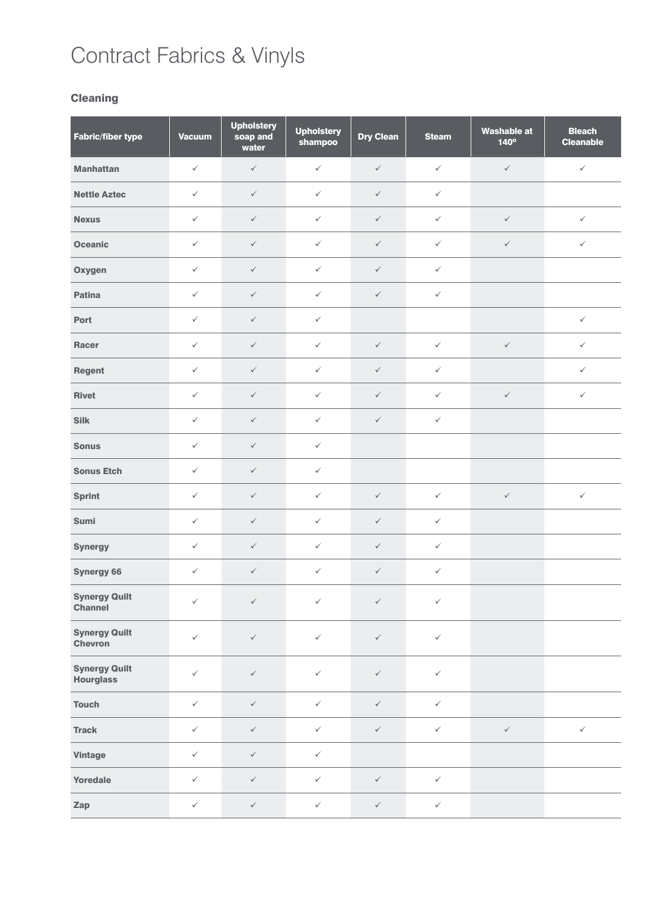# Contract Fabrics & Vinyls

### Cleaning

| Fabric/fiber type | Vacuum | Upholstery soap and water | Upholstery shampoo | Dry Clean | Steam | Washable at 140º | Bleach Cleanable |
|---|---|---|---|---|---|---|---|
| Manhattan | ✓ | ✓ | ✓ | ✓ | ✓ | ✓ | ✓ |
| Nettle Aztec | ✓ | ✓ | ✓ | ✓ | ✓ | | |
| Nexus | ✓ | ✓ | ✓ | ✓ | ✓ | ✓ | ✓ |
| Oceanic | ✓ | ✓ | ✓ | ✓ | ✓ | ✓ | ✓ |
| Oxygen | ✓ | ✓ | ✓ | ✓ | ✓ | | |
| Patina | ✓ | ✓ | ✓ | ✓ | ✓ | | |
| Port | ✓ | ✓ | ✓ | | | | ✓ |
| Racer | ✓ | ✓ | ✓ | ✓ | ✓ | ✓ | ✓ |
| Regent | ✓ | ✓ | ✓ | ✓ | ✓ | | ✓ |
| Rivet | ✓ | ✓ | ✓ | ✓ | ✓ | ✓ | ✓ |
| Silk | ✓ | ✓ | ✓ | ✓ | ✓ | | |
| Sonus | ✓ | ✓ | ✓ | | | | |
| Sonus Etch | ✓ | ✓ | ✓ | | | | |
| Sprint | ✓ | ✓ | ✓ | ✓ | ✓ | ✓ | ✓ |
| Sumi | ✓ | ✓ | ✓ | ✓ | ✓ | | |
| Synergy | ✓ | ✓ | ✓ | ✓ | ✓ | | |
| Synergy 66 | ✓ | ✓ | ✓ | ✓ | ✓ | | |
| Synergy Quilt Channel | ✓ | ✓ | ✓ | ✓ | ✓ | | |
| Synergy Quilt Chevron | ✓ | ✓ | ✓ | ✓ | ✓ | | |
| Synergy Quilt Hourglass | ✓ | ✓ | ✓ | ✓ | ✓ | | |
| Touch | ✓ | ✓ | ✓ | ✓ | ✓ | | |
| Track | ✓ | ✓ | ✓ | ✓ | ✓ | ✓ | ✓ |
| Vintage | ✓ | ✓ | ✓ | | | | |
| Yoredale | ✓ | ✓ | ✓ | ✓ | ✓ | | |
| Zap | ✓ | ✓ | ✓ | ✓ | ✓ | | |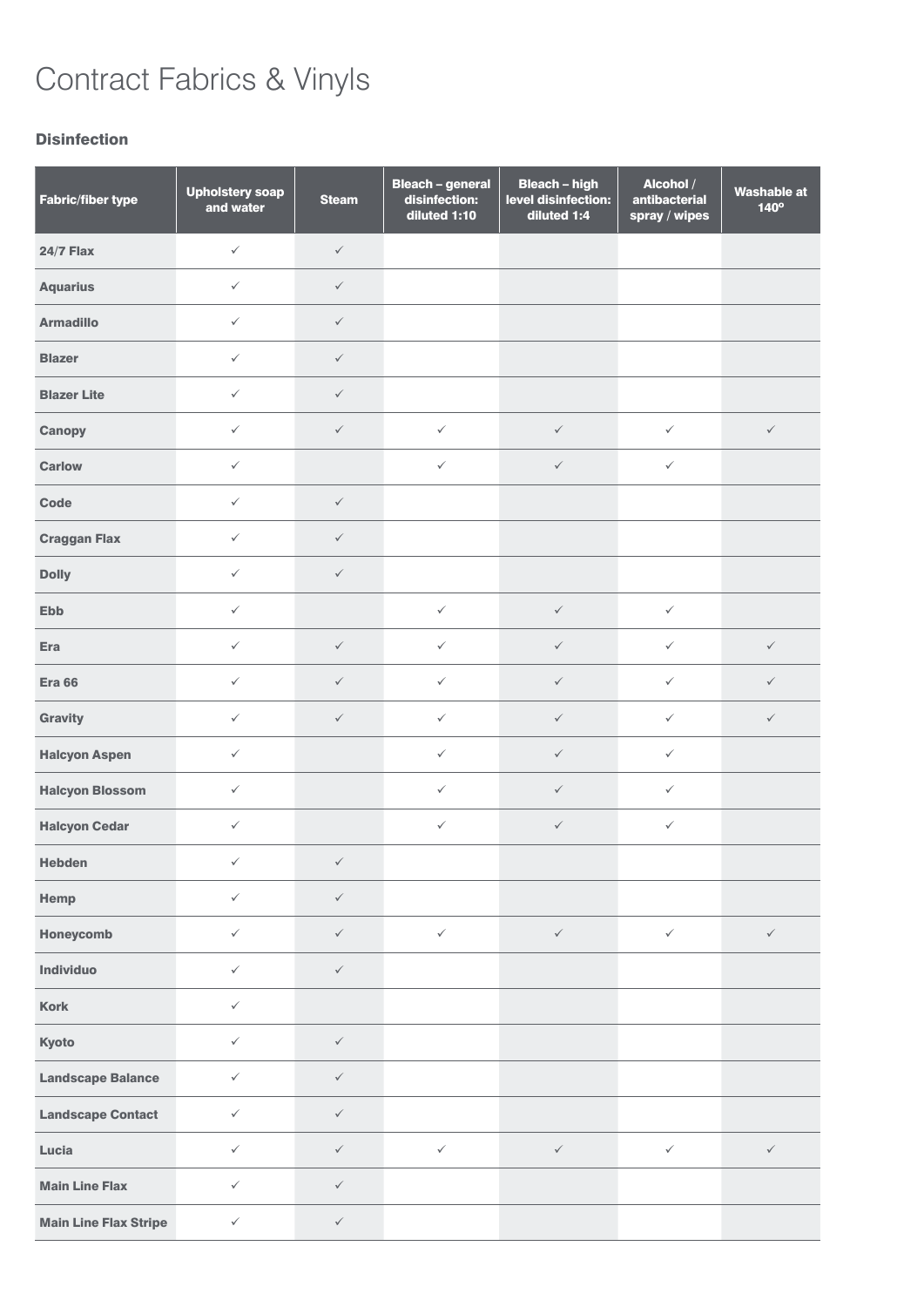# Contract Fabrics & Vinyls

### Disinfection

| Fabric/fiber type | Upholstery soap and water | Steam | Bleach – general disinfection: diluted 1:10 | Bleach – high level disinfection: diluted 1:4 | Alcohol / antibacterial spray / wipes | Washable at 140º |
|---|---|---|---|---|---|---|
| **24/7 Flax** | ✓ | ✓ | | | | |
| **Aquarius** | ✓ | ✓ | | | | |
| **Armadillo** | ✓ | ✓ | | | | |
| **Blazer** | ✓ | ✓ | | | | |
| **Blazer Lite** | ✓ | ✓ | | | | |
| **Canopy** | ✓ | ✓ | ✓ | ✓ | ✓ | ✓ |
| **Carlow** | ✓ | | ✓ | ✓ | ✓ | |
| **Code** | ✓ | ✓ | | | | |
| **Craggan Flax** | ✓ | ✓ | | | | |
| **Dolly** | ✓ | ✓ | | | | |
| **Ebb** | ✓ | | ✓ | ✓ | ✓ | |
| **Era** | ✓ | ✓ | ✓ | ✓ | ✓ | ✓ |
| **Era 66** | ✓ | ✓ | ✓ | ✓ | ✓ | ✓ |
| **Gravity** | ✓ | ✓ | ✓ | ✓ | ✓ | ✓ |
| **Halcyon Aspen** | ✓ | | ✓ | ✓ | ✓ | |
| **Halcyon Blossom** | ✓ | | ✓ | ✓ | ✓ | |
| **Halcyon Cedar** | ✓ | | ✓ | ✓ | ✓ | |
| **Hebden** | ✓ | ✓ | | | | |
| **Hemp** | ✓ | ✓ | | | | |
| **Honeycomb** | ✓ | ✓ | ✓ | ✓ | ✓ | ✓ |
| **Individuo** | ✓ | ✓ | | | | |
| **Kork** | ✓ | | | | | |
| **Kyoto** | ✓ | ✓ | | | | |
| **Landscape Balance** | ✓ | ✓ | | | | |
| **Landscape Contact** | ✓ | ✓ | | | | |
| **Lucia** | ✓ | ✓ | ✓ | ✓ | ✓ | ✓ |
| **Main Line Flax** | ✓ | ✓ | | | | |
| **Main Line Flax Stripe** | ✓ | ✓ | | | | |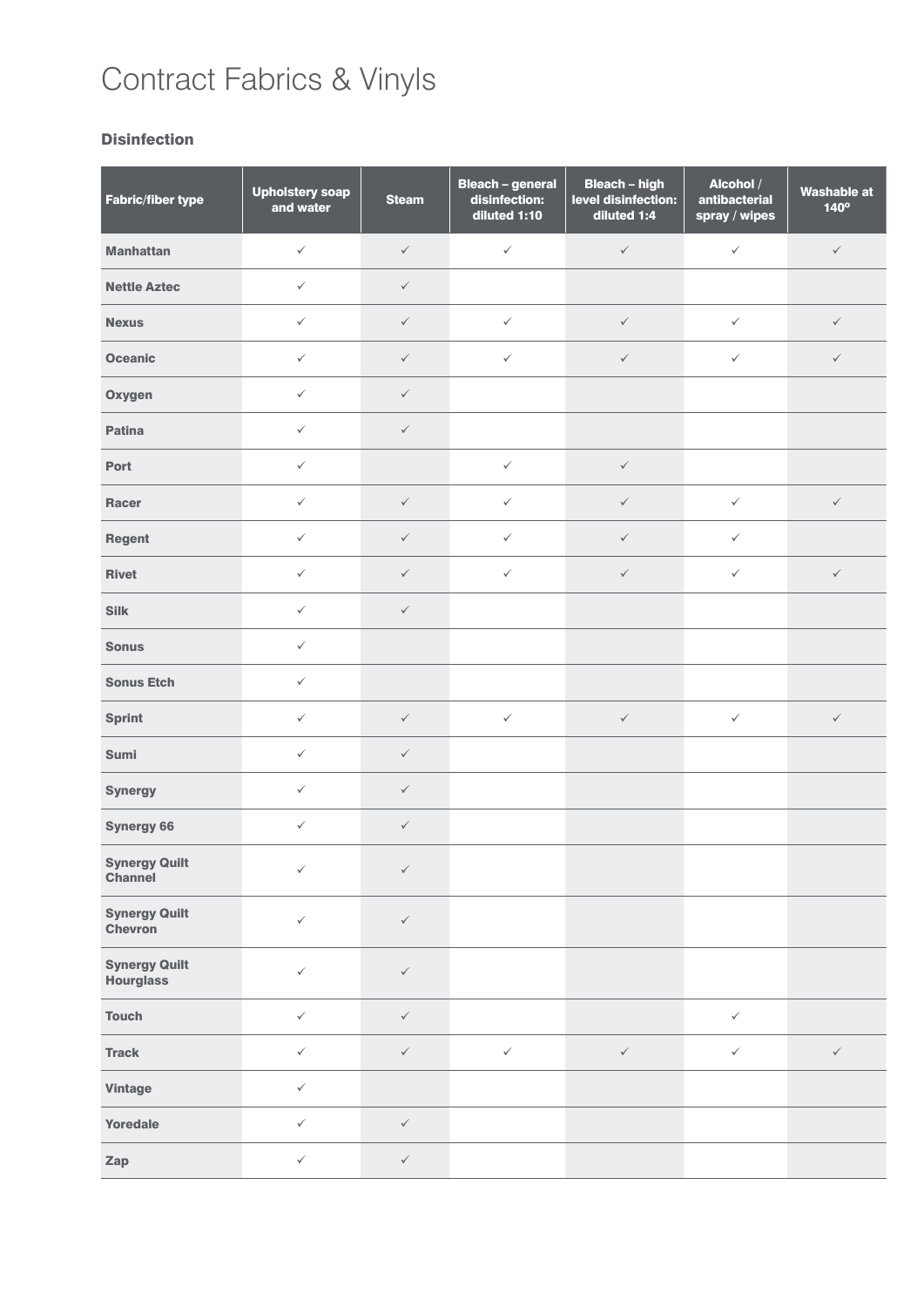# Contract Fabrics & Vinyls

### Disinfection

| Fabric/fiber type | Upholstery soap and water | Steam | Bleach – general disinfection: diluted 1:10 | Bleach – high level disinfection: diluted 1:4 | Alcohol / antibacterial spray / wipes | Washable at 140º |
|---|---|---|---|---|---|---|
| **Manhattan** | ✓ | ✓ | ✓ | ✓ | ✓ | ✓ |
| **Nettle Aztec** | ✓ | ✓ | | | | |
| **Nexus** | ✓ | ✓ | ✓ | ✓ | ✓ | ✓ |
| **Oceanic** | ✓ | ✓ | ✓ | ✓ | ✓ | ✓ |
| **Oxygen** | ✓ | ✓ | | | | |
| **Patina** | ✓ | ✓ | | | | |
| **Port** | ✓ | | ✓ | ✓ | | |
| **Racer** | ✓ | ✓ | ✓ | ✓ | ✓ | ✓ |
| **Regent** | ✓ | ✓ | ✓ | ✓ | ✓ | |
| **Rivet** | ✓ | ✓ | ✓ | ✓ | ✓ | ✓ |
| **Silk** | ✓ | ✓ | | | | |
| **Sonus** | ✓ | | | | | |
| **Sonus Etch** | ✓ | | | | | |
| **Sprint** | ✓ | ✓ | ✓ | ✓ | ✓ | ✓ |
| **Sumi** | ✓ | ✓ | | | | |
| **Synergy** | ✓ | ✓ | | | | |
| **Synergy 66** | ✓ | ✓ | | | | |
| **Synergy Quilt Channel** | ✓ | ✓ | | | | |
| **Synergy Quilt Chevron** | ✓ | ✓ | | | | |
| **Synergy Quilt Hourglass** | ✓ | ✓ | | | | |
| **Touch** | ✓ | ✓ | | | ✓ | |
| **Track** | ✓ | ✓ | ✓ | ✓ | ✓ | ✓ |
| **Vintage** | ✓ | | | | | |
| **Yoredale** | ✓ | ✓ | | | | |
| **Zap** | ✓ | ✓ | | | | |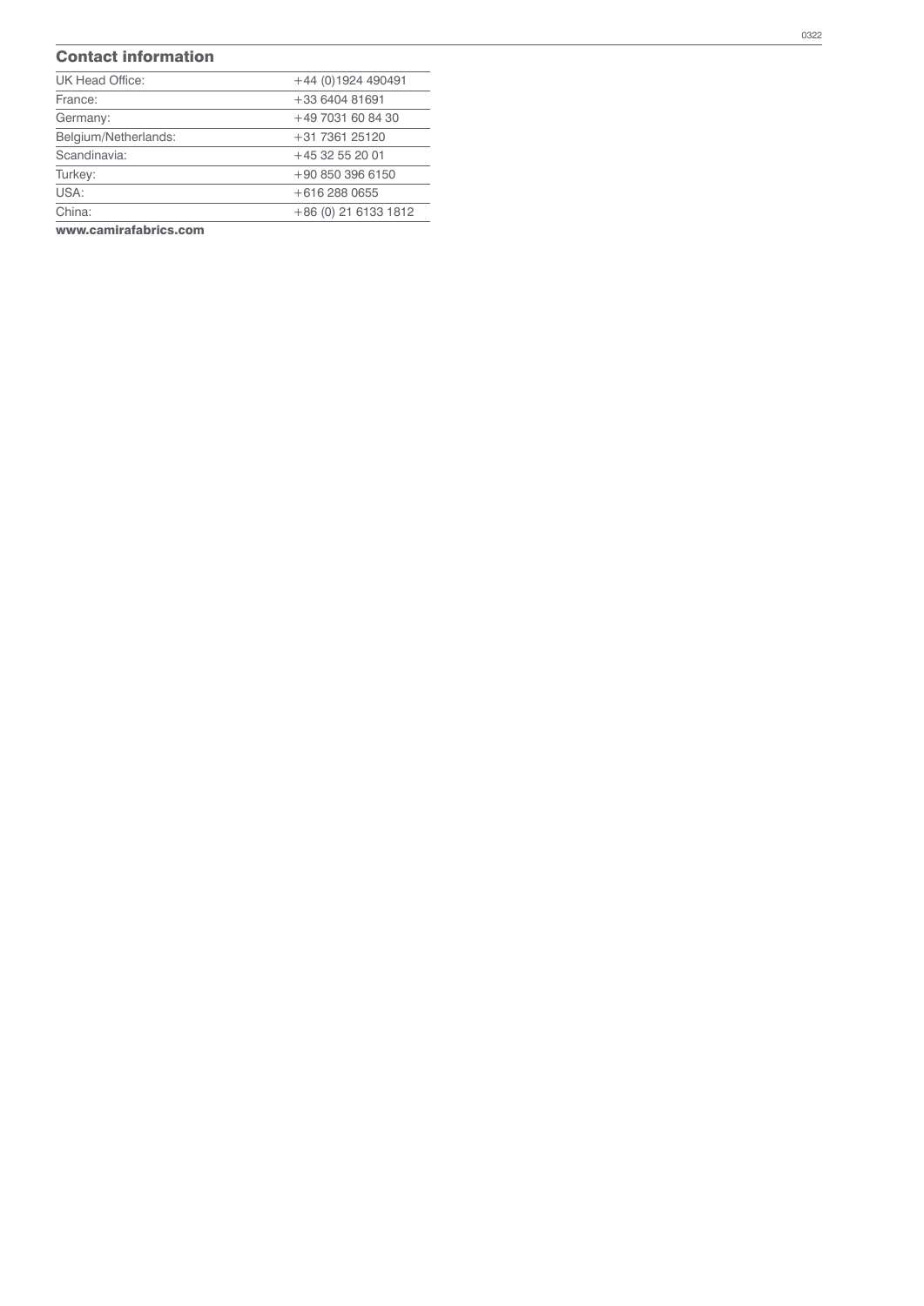## Contact information

| | |
|---|---|
| UK Head Office: | +44 (0)1924 490491 |
| France: | +33 6404 81691 |
| Germany: | +49 7031 60 84 30 |
| Belgium/Netherlands: | +31 7361 25120 |
| Scandinavia: | +45 32 55 20 01 |
| Turkey: | +90 850 396 6150 |
| USA: | +616 288 0655 |
| China: | +86 (0) 21 6133 1812 |

**www.camirafabrics.com**